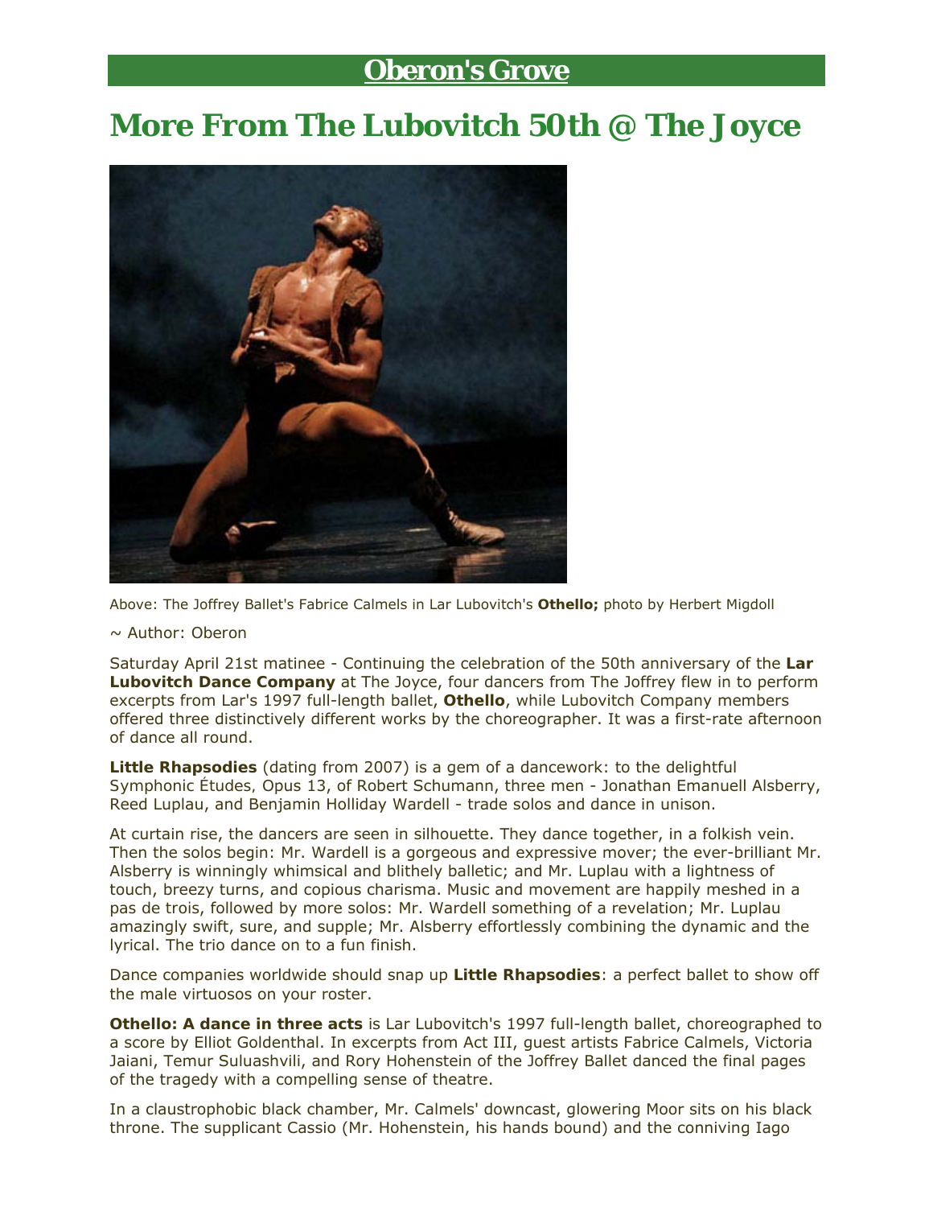# Oberon's Grove

# More From The Lubovitch 50th @ The Joyce

Above: The Joffrey Ballet's Fabrice Calmels in Lar Lubovitch's **Othello;** photo by Herbert Migdoll

~ Author: Oberon

Saturday April 21st matinee - Continuing the celebration of the 50th anniversary of the **Lar Lubovitch Dance Company** at The Joyce, four dancers from The Joffrey flew in to perform excerpts from Lar's 1997 full-length ballet, **Othello**, while Lubovitch Company members offered three distinctively different works by the choreographer. It was a first-rate afternoon of dance all round.

**Little Rhapsodies** (dating from 2007) is a gem of a dancework: to the delightful Symphonic Études, Opus 13, of Robert Schumann, three men - Jonathan Emanuell Alsberry, Reed Luplau, and Benjamin Holliday Wardell - trade solos and dance in unison.

At curtain rise, the dancers are seen in silhouette. They dance together, in a folkish vein. Then the solos begin: Mr. Wardell is a gorgeous and expressive mover; the ever-brilliant Mr. Alsberry is winningly whimsical and blithely balletic; and Mr. Luplau with a lightness of touch, breezy turns, and copious charisma. Music and movement are happily meshed in a pas de trois, followed by more solos: Mr. Wardell something of a revelation; Mr. Luplau amazingly swift, sure, and supple; Mr. Alsberry effortlessly combining the dynamic and the lyrical. The trio dance on to a fun finish.

Dance companies worldwide should snap up **Little Rhapsodies**: a perfect ballet to show off the male virtuosos on your roster.

**Othello: A dance in three acts** is Lar Lubovitch's 1997 full-length ballet, choreographed to a score by Elliot Goldenthal. In excerpts from Act III, guest artists Fabrice Calmels, Victoria Jaiani, Temur Suluashvili, and Rory Hohenstein of the Joffrey Ballet danced the final pages of the tragedy with a compelling sense of theatre.

In a claustrophobic black chamber, Mr. Calmels' downcast, glowering Moor sits on his black throne. The supplicant Cassio (Mr. Hohenstein, his hands bound) and the conniving Iago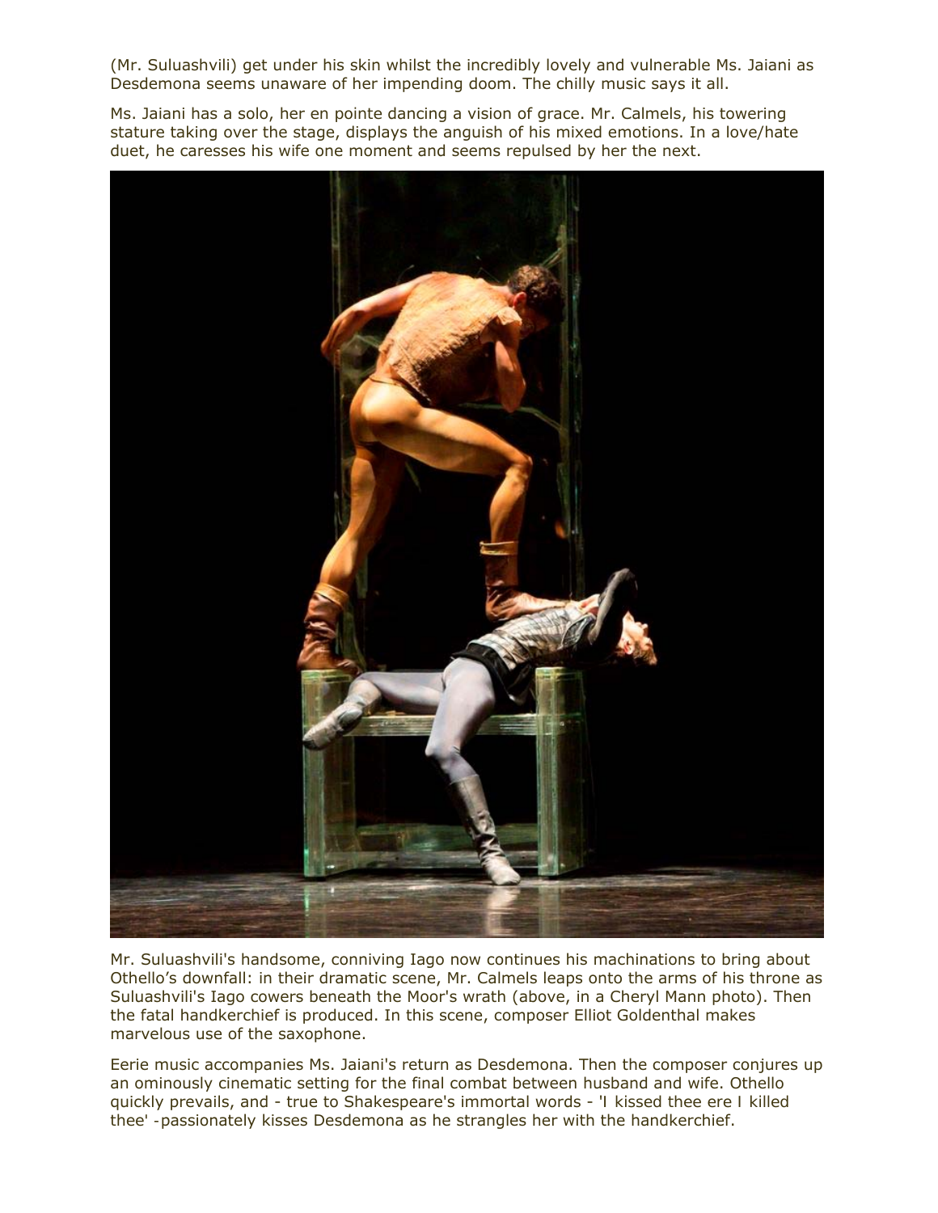(Mr. Suluashvili) get under his skin whilst the incredibly lovely and vulnerable Ms. Jaiani as Desdemona seems unaware of her impending doom. The chilly music says it all.

Ms. Jaiani has a solo, her en pointe dancing a vision of grace. Mr. Calmels, his towering stature taking over the stage, displays the anguish of his mixed emotions. In a love/hate duet, he caresses his wife one moment and seems repulsed by her the next.

Mr. Suluashvili's handsome, conniving Iago now continues his machinations to bring about Othello's downfall: in their dramatic scene, Mr. Calmels leaps onto the arms of his throne as Suluashvili's Iago cowers beneath the Moor's wrath (above, in a Cheryl Mann photo). Then the fatal handkerchief is produced. In this scene, composer Elliot Goldenthal makes marvelous use of the saxophone.

Eerie music accompanies Ms. Jaiani's return as Desdemona. Then the composer conjures up an ominously cinematic setting for the final combat between husband and wife. Othello quickly prevails, and - true to Shakespeare's immortal words - 'I kissed thee ere I killed thee' -passionately kisses Desdemona as he strangles her with the handkerchief.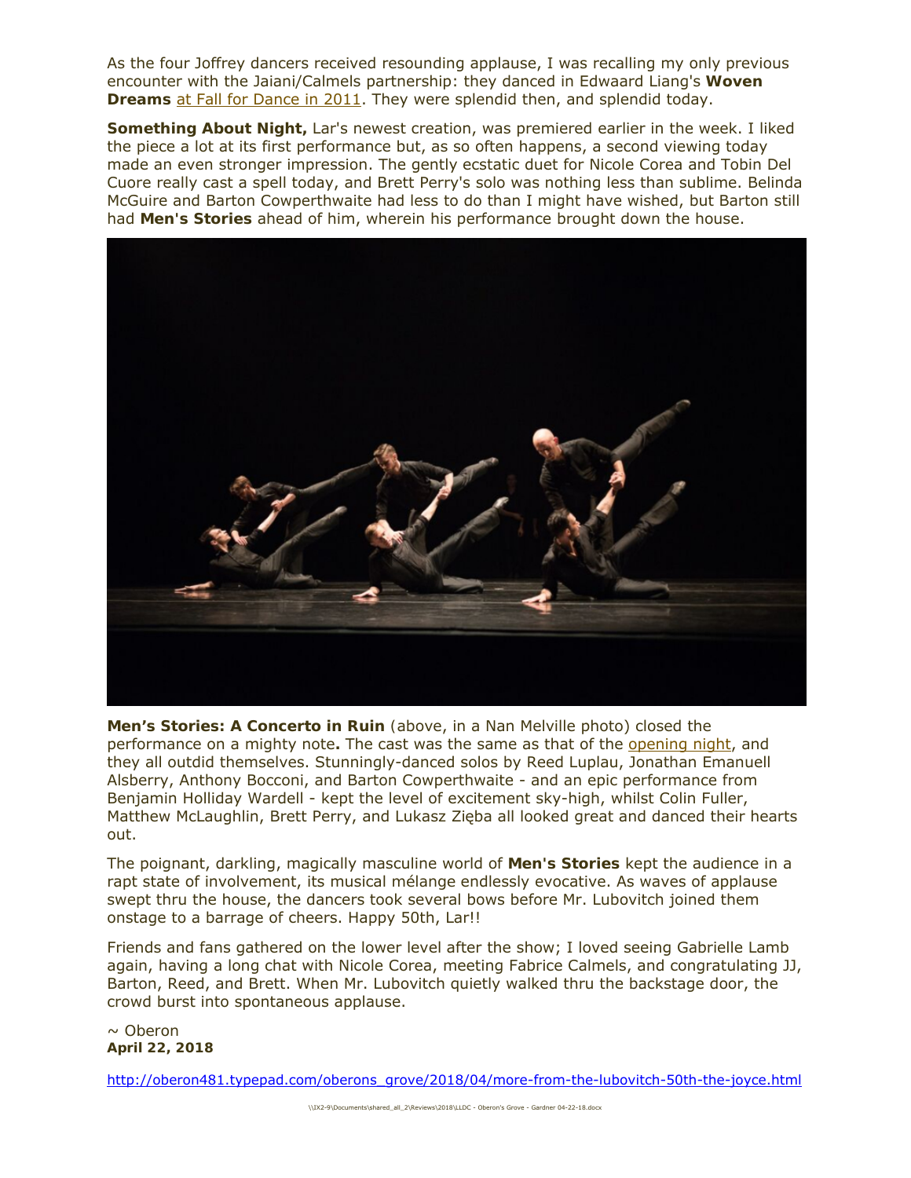As the four Joffrey dancers received resounding applause, I was recalling my only previous encounter with the Jaiani/Calmels partnership: they danced in Edwaard Liang's **Woven Dreams** at Fall for Dance in 2011. They were splendid then, and splendid today.

**Something About Night,** Lar's newest creation, was premiered earlier in the week. I liked the piece a lot at its first performance but, as so often happens, a second viewing today made an even stronger impression. The gently ecstatic duet for Nicole Corea and Tobin Del Cuore really cast a spell today, and Brett Perry's solo was nothing less than sublime. Belinda McGuire and Barton Cowperthwaite had less to do than I might have wished, but Barton still had **Men's Stories** ahead of him, wherein his performance brought down the house.

**Men's Stories: A Concerto in Ruin** (above, in a Nan Melville photo) closed the performance on a mighty note**.** The cast was the same as that of the opening night, and they all outdid themselves. Stunningly-danced solos by Reed Luplau, Jonathan Emanuell Alsberry, Anthony Bocconi, and Barton Cowperthwaite - and an epic performance from Benjamin Holliday Wardell - kept the level of excitement sky-high, whilst Colin Fuller, Matthew McLaughlin, Brett Perry, and Lukasz Zięba all looked great and danced their hearts out.

The poignant, darkling, magically masculine world of **Men's Stories** kept the audience in a rapt state of involvement, its musical mélange endlessly evocative. As waves of applause swept thru the house, the dancers took several bows before Mr. Lubovitch joined them onstage to a barrage of cheers. Happy 50th, Lar!!

Friends and fans gathered on the lower level after the show; I loved seeing Gabrielle Lamb again, having a long chat with Nicole Corea, meeting Fabrice Calmels, and congratulating JJ, Barton, Reed, and Brett. When Mr. Lubovitch quietly walked thru the backstage door, the crowd burst into spontaneous applause.

~ Oberon
**April 22, 2018**

http://oberon481.typepad.com/oberons_grove/2018/04/more-from-the-lubovitch-50th-the-joyce.html